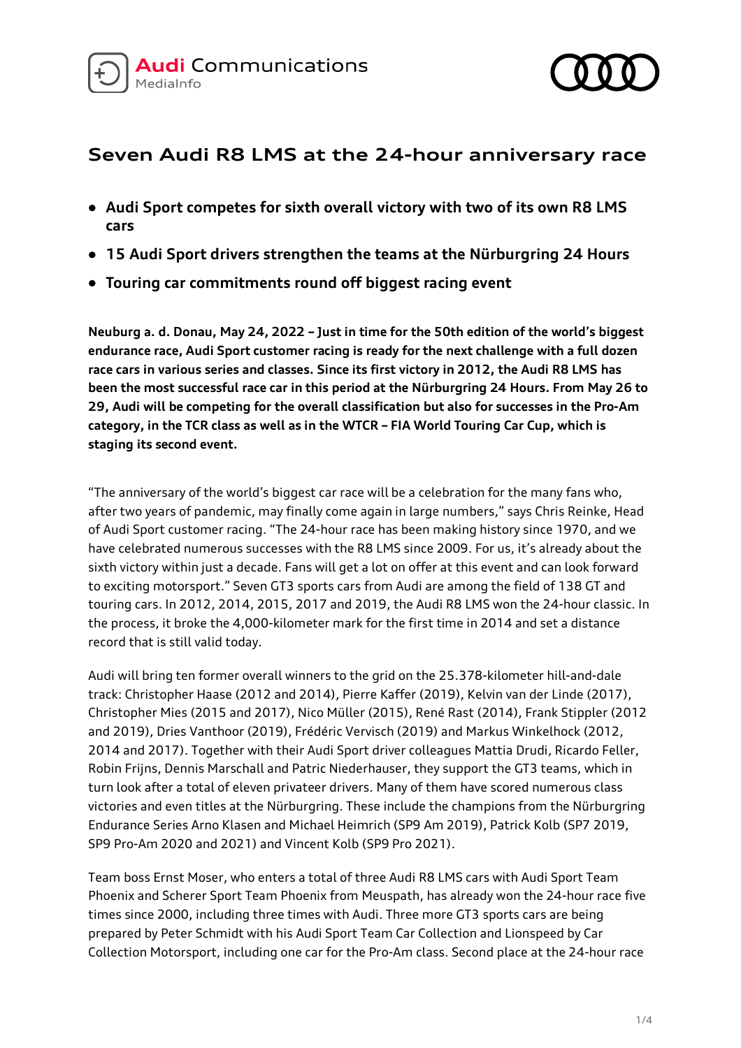Audi Communications
MediaInfo

# Seven Audi R8 LMS at the 24-hour anniversary race

- **Audi Sport competes for sixth overall victory with two of its own R8 LMS cars**
- **15 Audi Sport drivers strengthen the teams at the Nürburgring 24 Hours**
- **Touring car commitments round off biggest racing event**

**Neuburg a. d. Donau, May 24, 2022 – Just in time for the 50th edition of the world's biggest endurance race, Audi Sport customer racing is ready for the next challenge with a full dozen race cars in various series and classes. Since its first victory in 2012, the Audi R8 LMS has been the most successful race car in this period at the Nürburgring 24 Hours. From May 26 to 29, Audi will be competing for the overall classification but also for successes in the Pro-Am category, in the TCR class as well as in the WTCR – FIA World Touring Car Cup, which is staging its second event.**

"The anniversary of the world's biggest car race will be a celebration for the many fans who, after two years of pandemic, may finally come again in large numbers," says Chris Reinke, Head of Audi Sport customer racing. "The 24-hour race has been making history since 1970, and we have celebrated numerous successes with the R8 LMS since 2009. For us, it's already about the sixth victory within just a decade. Fans will get a lot on offer at this event and can look forward to exciting motorsport." Seven GT3 sports cars from Audi are among the field of 138 GT and touring cars. In 2012, 2014, 2015, 2017 and 2019, the Audi R8 LMS won the 24-hour classic. In the process, it broke the 4,000-kilometer mark for the first time in 2014 and set a distance record that is still valid today.

Audi will bring ten former overall winners to the grid on the 25.378-kilometer hill-and-dale track: Christopher Haase (2012 and 2014), Pierre Kaffer (2019), Kelvin van der Linde (2017), Christopher Mies (2015 and 2017), Nico Müller (2015), René Rast (2014), Frank Stippler (2012 and 2019), Dries Vanthoor (2019), Frédéric Vervisch (2019) and Markus Winkelhock (2012, 2014 and 2017). Together with their Audi Sport driver colleagues Mattia Drudi, Ricardo Feller, Robin Frijns, Dennis Marschall and Patric Niederhauser, they support the GT3 teams, which in turn look after a total of eleven privateer drivers. Many of them have scored numerous class victories and even titles at the Nürburgring. These include the champions from the Nürburgring Endurance Series Arno Klasen and Michael Heimrich (SP9 Am 2019), Patrick Kolb (SP7 2019, SP9 Pro-Am 2020 and 2021) and Vincent Kolb (SP9 Pro 2021).

Team boss Ernst Moser, who enters a total of three Audi R8 LMS cars with Audi Sport Team Phoenix and Scherer Sport Team Phoenix from Meuspath, has already won the 24-hour race five times since 2000, including three times with Audi. Three more GT3 sports cars are being prepared by Peter Schmidt with his Audi Sport Team Car Collection and Lionspeed by Car Collection Motorsport, including one car for the Pro-Am class. Second place at the 24-hour race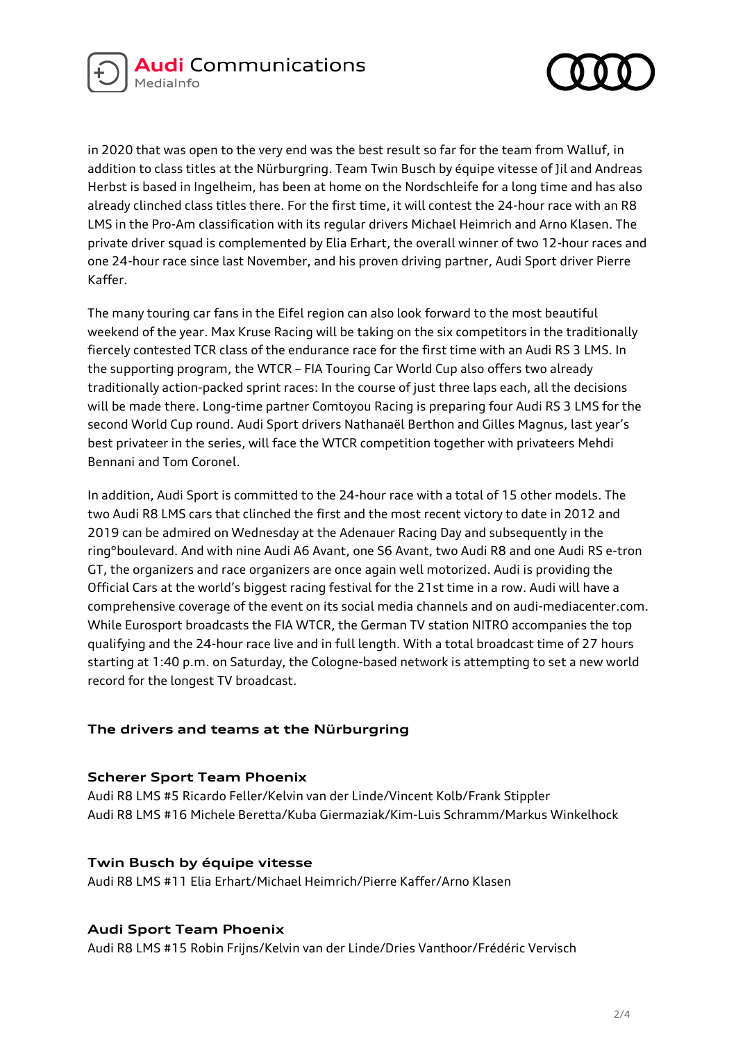in 2020 that was open to the very end was the best result so far for the team from Walluf, in addition to class titles at the Nürburgring. Team Twin Busch by équipe vitesse of Jil and Andreas Herbst is based in Ingelheim, has been at home on the Nordschleife for a long time and has also already clinched class titles there. For the first time, it will contest the 24-hour race with an R8 LMS in the Pro-Am classification with its regular drivers Michael Heimrich and Arno Klasen. The private driver squad is complemented by Elia Erhart, the overall winner of two 12-hour races and one 24-hour race since last November, and his proven driving partner, Audi Sport driver Pierre Kaffer.

The many touring car fans in the Eifel region can also look forward to the most beautiful weekend of the year. Max Kruse Racing will be taking on the six competitors in the traditionally fiercely contested TCR class of the endurance race for the first time with an Audi RS 3 LMS. In the supporting program, the WTCR – FIA Touring Car World Cup also offers two already traditionally action-packed sprint races: In the course of just three laps each, all the decisions will be made there. Long-time partner Comtoyou Racing is preparing four Audi RS 3 LMS for the second World Cup round. Audi Sport drivers Nathanaël Berthon and Gilles Magnus, last year's best privateer in the series, will face the WTCR competition together with privateers Mehdi Bennani and Tom Coronel.

In addition, Audi Sport is committed to the 24-hour race with a total of 15 other models. The two Audi R8 LMS cars that clinched the first and the most recent victory to date in 2012 and 2019 can be admired on Wednesday at the Adenauer Racing Day and subsequently in the ring°boulevard. And with nine Audi A6 Avant, one S6 Avant, two Audi R8 and one Audi RS e-tron GT, the organizers and race organizers are once again well motorized. Audi is providing the Official Cars at the world's biggest racing festival for the 21st time in a row. Audi will have a comprehensive coverage of the event on its social media channels and on audi-mediacenter.com. While Eurosport broadcasts the FIA WTCR, the German TV station NITRO accompanies the top qualifying and the 24-hour race live and in full length. With a total broadcast time of 27 hours starting at 1:40 p.m. on Saturday, the Cologne-based network is attempting to set a new world record for the longest TV broadcast.

## The drivers and teams at the Nürburgring

### Scherer Sport Team Phoenix

Audi R8 LMS #5 Ricardo Feller/Kelvin van der Linde/Vincent Kolb/Frank Stippler
Audi R8 LMS #16 Michele Beretta/Kuba Giermaziak/Kim-Luis Schramm/Markus Winkelhock

### Twin Busch by équipe vitesse

Audi R8 LMS #11 Elia Erhart/Michael Heimrich/Pierre Kaffer/Arno Klasen

### Audi Sport Team Phoenix

Audi R8 LMS #15 Robin Frijns/Kelvin van der Linde/Dries Vanthoor/Frédéric Vervisch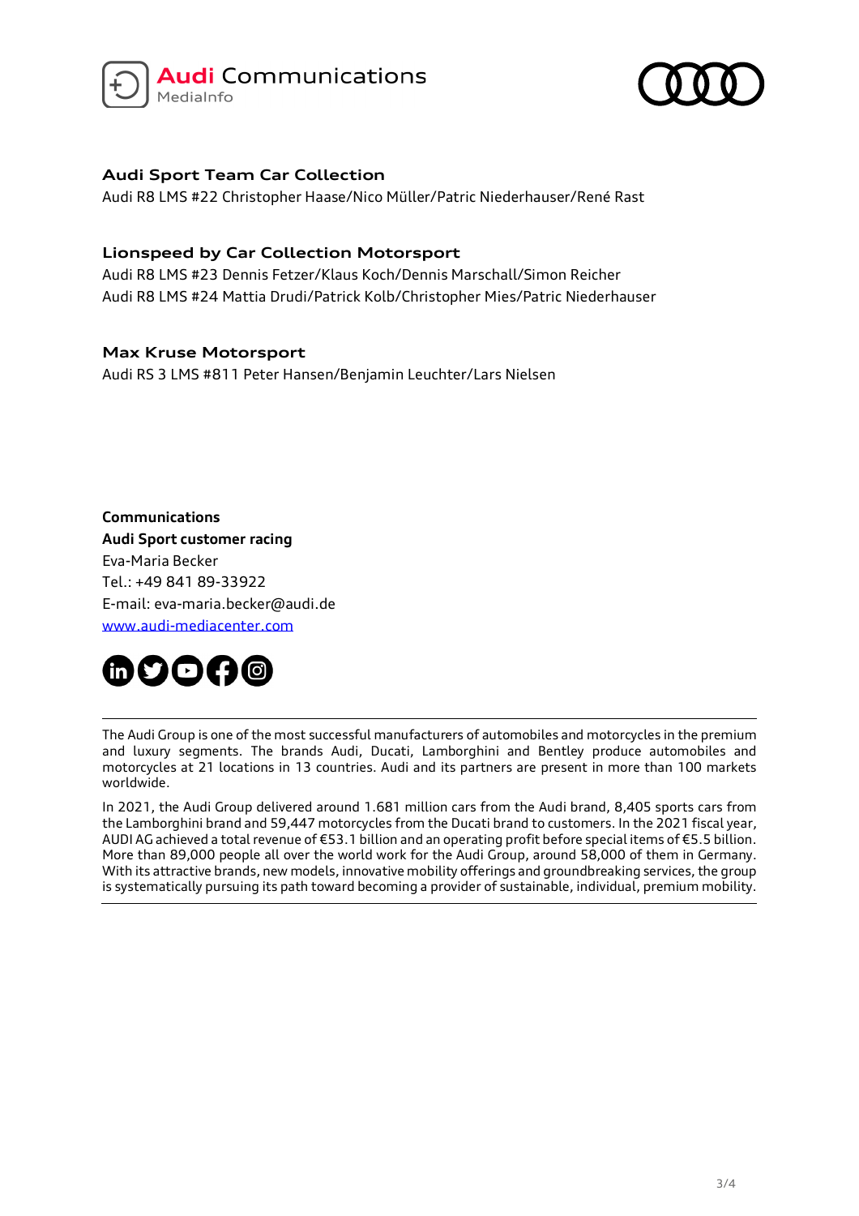### Audi Sport Team Car Collection

Audi R8 LMS #22 Christopher Haase/Nico Müller/Patric Niederhauser/René Rast

### Lionspeed by Car Collection Motorsport

Audi R8 LMS #23 Dennis Fetzer/Klaus Koch/Dennis Marschall/Simon Reicher
Audi R8 LMS #24 Mattia Drudi/Patrick Kolb/Christopher Mies/Patric Niederhauser

### Max Kruse Motorsport

Audi RS 3 LMS #811 Peter Hansen/Benjamin Leuchter/Lars Nielsen

**Communications**
**Audi Sport customer racing**
Eva-Maria Becker
Tel.: +49 841 89-33922
E-mail: eva-maria.becker@audi.de
[www.audi-mediacenter.com](http://www.audi-mediacenter.com)

---

The Audi Group is one of the most successful manufacturers of automobiles and motorcycles in the premium and luxury segments. The brands Audi, Ducati, Lamborghini and Bentley produce automobiles and motorcycles at 21 locations in 13 countries. Audi and its partners are present in more than 100 markets worldwide.

In 2021, the Audi Group delivered around 1.681 million cars from the Audi brand, 8,405 sports cars from the Lamborghini brand and 59,447 motorcycles from the Ducati brand to customers. In the 2021 fiscal year, AUDI AG achieved a total revenue of €53.1 billion and an operating profit before special items of €5.5 billion. More than 89,000 people all over the world work for the Audi Group, around 58,000 of them in Germany. With its attractive brands, new models, innovative mobility offerings and groundbreaking services, the group is systematically pursuing its path toward becoming a provider of sustainable, individual, premium mobility.